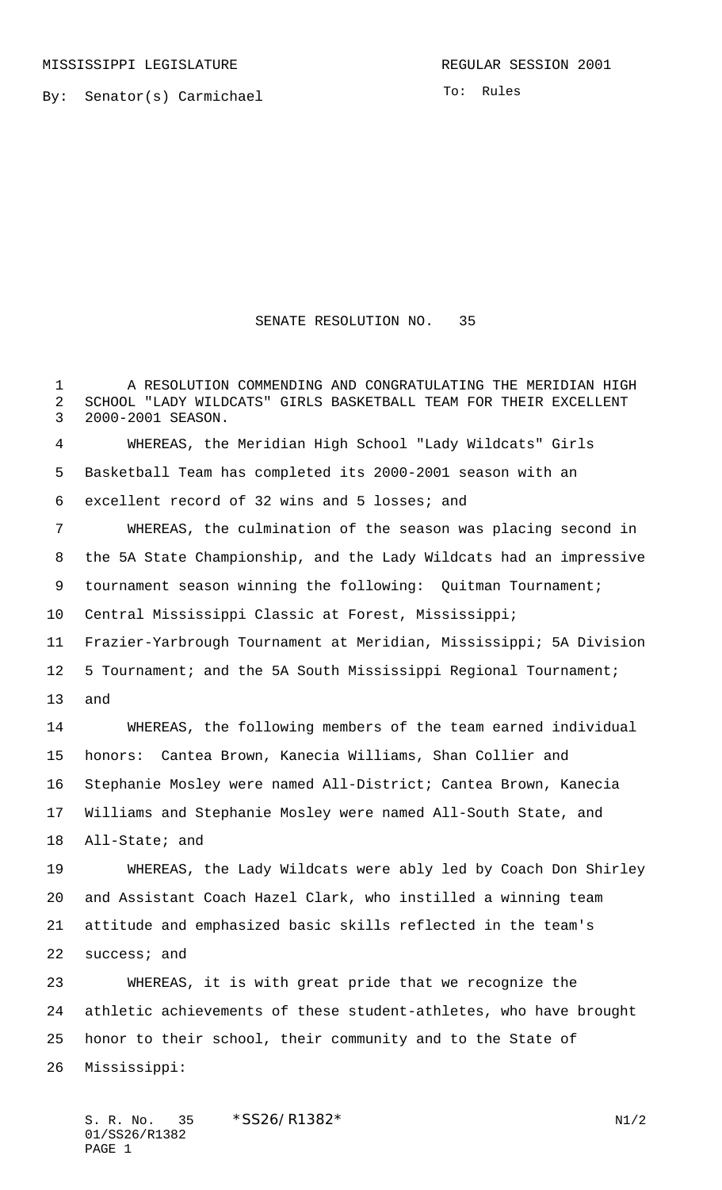MISSISSIPPI LEGISLATURE REGULAR SESSION 2001

By: Senator(s) Carmichael

To: Rules

# SENATE RESOLUTION NO. 35

A RESOLUTION COMMENDING AND CONGRATULATING THE MERIDIAN HIGH SCHOOL "LADY WILDCATS" GIRLS BASKETBALL TEAM FOR THEIR EXCELLENT 2000-2001 SEASON.

WHEREAS, the Meridian High School "Lady Wildcats" Girls Basketball Team has completed its 2000-2001 season with an excellent record of 32 wins and 5 losses; and

WHEREAS, the culmination of the season was placing second in the 5A State Championship, and the Lady Wildcats had an impressive tournament season winning the following: Quitman Tournament; Central Mississippi Classic at Forest, Mississippi; Frazier-Yarbrough Tournament at Meridian, Mississippi; 5A Division 5 Tournament; and the 5A South Mississippi Regional Tournament; and

WHEREAS, the following members of the team earned individual honors: Cantea Brown, Kanecia Williams, Shan Collier and Stephanie Mosley were named All-District; Cantea Brown, Kanecia Williams and Stephanie Mosley were named All-South State, and All-State; and

WHEREAS, the Lady Wildcats were ably led by Coach Don Shirley and Assistant Coach Hazel Clark, who instilled a winning team attitude and emphasized basic skills reflected in the team's success; and

WHEREAS, it is with great pride that we recognize the athletic achievements of these student-athletes, who have brought honor to their school, their community and to the State of Mississippi: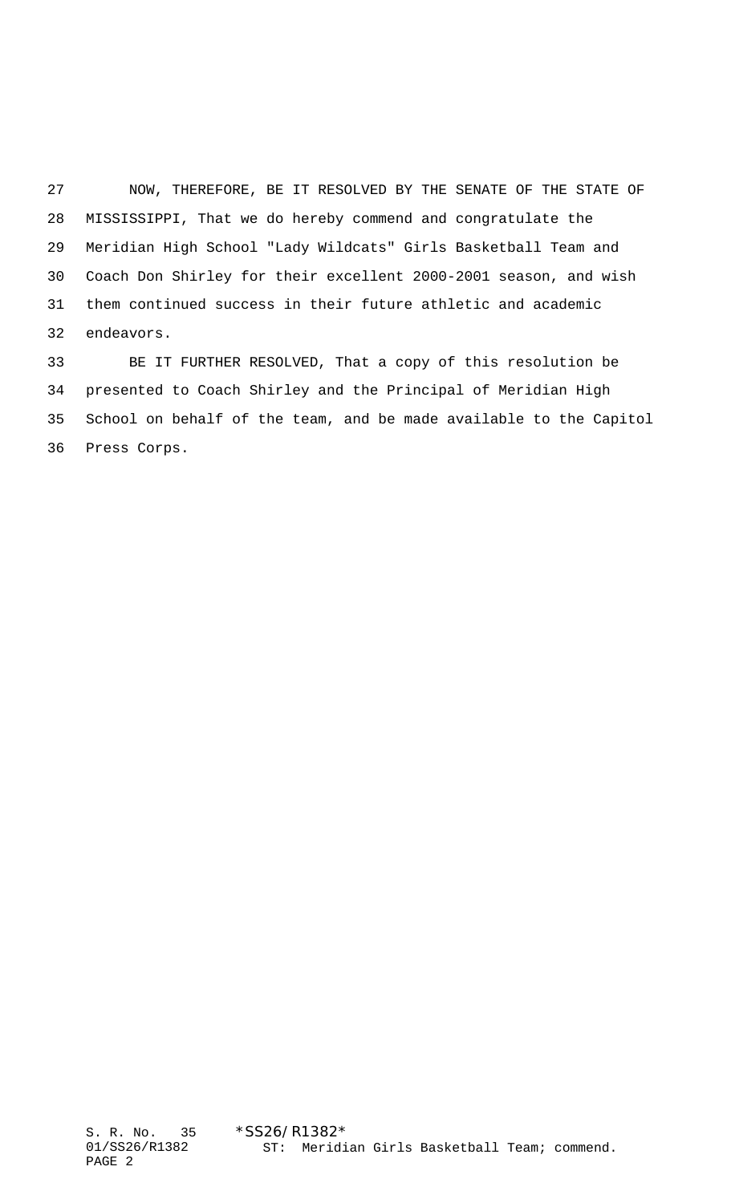NOW, THEREFORE, BE IT RESOLVED BY THE SENATE OF THE STATE OF MISSISSIPPI, That we do hereby commend and congratulate the Meridian High School "Lady Wildcats" Girls Basketball Team and Coach Don Shirley for their excellent 2000-2001 season, and wish them continued success in their future athletic and academic endeavors.

BE IT FURTHER RESOLVED, That a copy of this resolution be presented to Coach Shirley and the Principal of Meridian High School on behalf of the team, and be made available to the Capitol Press Corps.